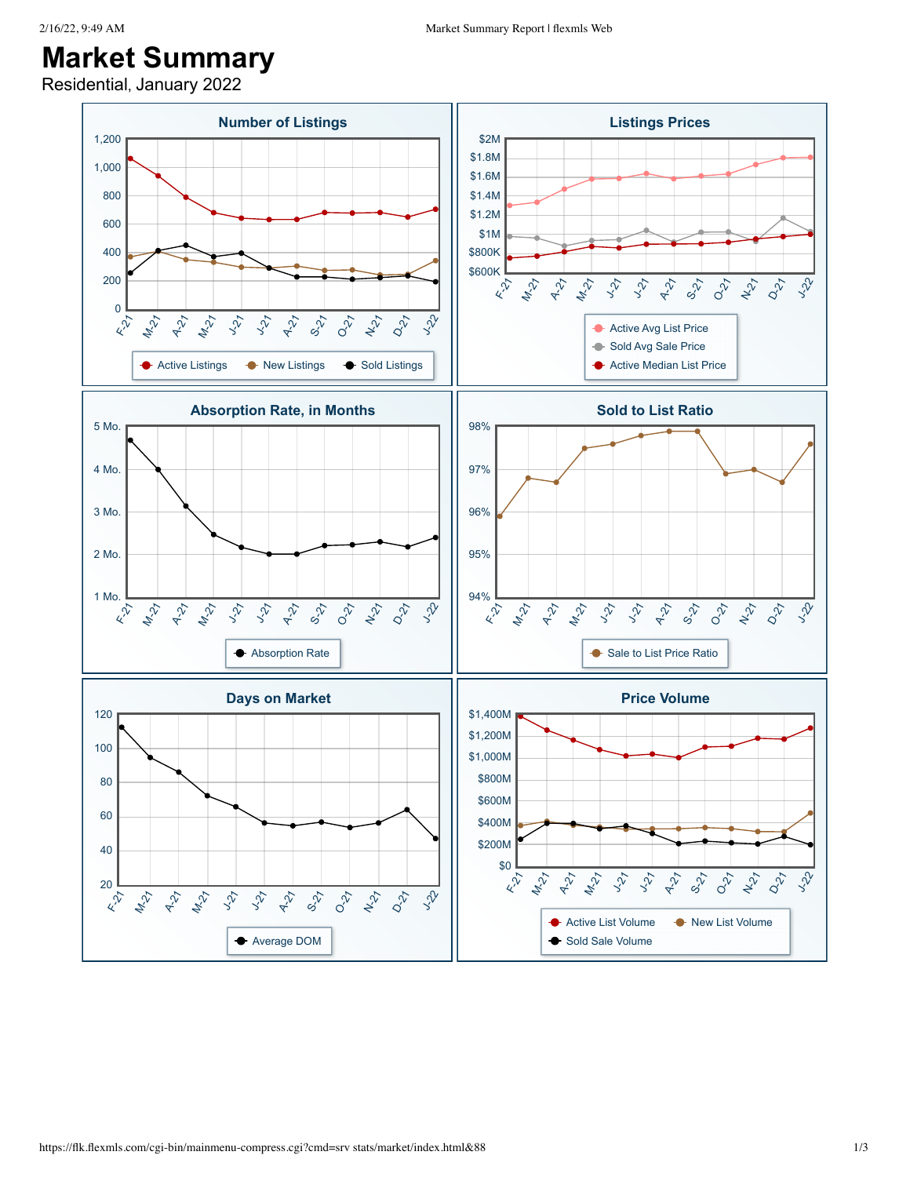# Market Summary

Residential, January 2022

## Number of Listings

Y-axis: 0, 200, 400, 600, 800, 1,000, 1,200

X-axis: F-21, M-21, A-21, M-21, J-21, J-21, A-21, S-21, O-21, N-21, D-21, J-22

Legend: Active Listings, New Listings, Sold Listings

## Listings Prices

Y-axis: $600K, $800K, $1M, $1.2M, $1.4M, $1.6M, $1.8M, $2M

X-axis: F-21, M-21, A-21, M-21, J-21, J-21, A-21, S-21, O-21, N-21, D-21, J-22

Legend: Active Avg List Price, Sold Avg Sale Price, Active Median List Price

## Absorption Rate, in Months

Y-axis: 1 Mo., 2 Mo., 3 Mo., 4 Mo., 5 Mo.

X-axis: F-21, M-21, A-21, M-21, J-21, J-21, A-21, S-21, O-21, N-21, D-21, J-22

Legend: Absorption Rate

## Sold to List Ratio

Y-axis: 94%, 95%, 96%, 97%, 98%

X-axis: F-21, M-21, A-21, M-21, J-21, J-21, A-21, S-21, O-21, N-21, D-21, J-22

Legend: Sale to List Price Ratio

## Days on Market

Y-axis: 20, 40, 60, 80, 100, 120

X-axis: F-21, M-21, A-21, M-21, J-21, J-21, A-21, S-21, O-21, N-21, D-21, J-22

Legend: Average DOM

## Price Volume

Y-axis: $0, $200M, $400M, $600M, $800M, $1,000M, $1,200M, $1,400M

X-axis: F-21, M-21, A-21, M-21, J-21, J-21, A-21, S-21, O-21, N-21, D-21, J-22

Legend: Active List Volume, New List Volume, Sold Sale Volume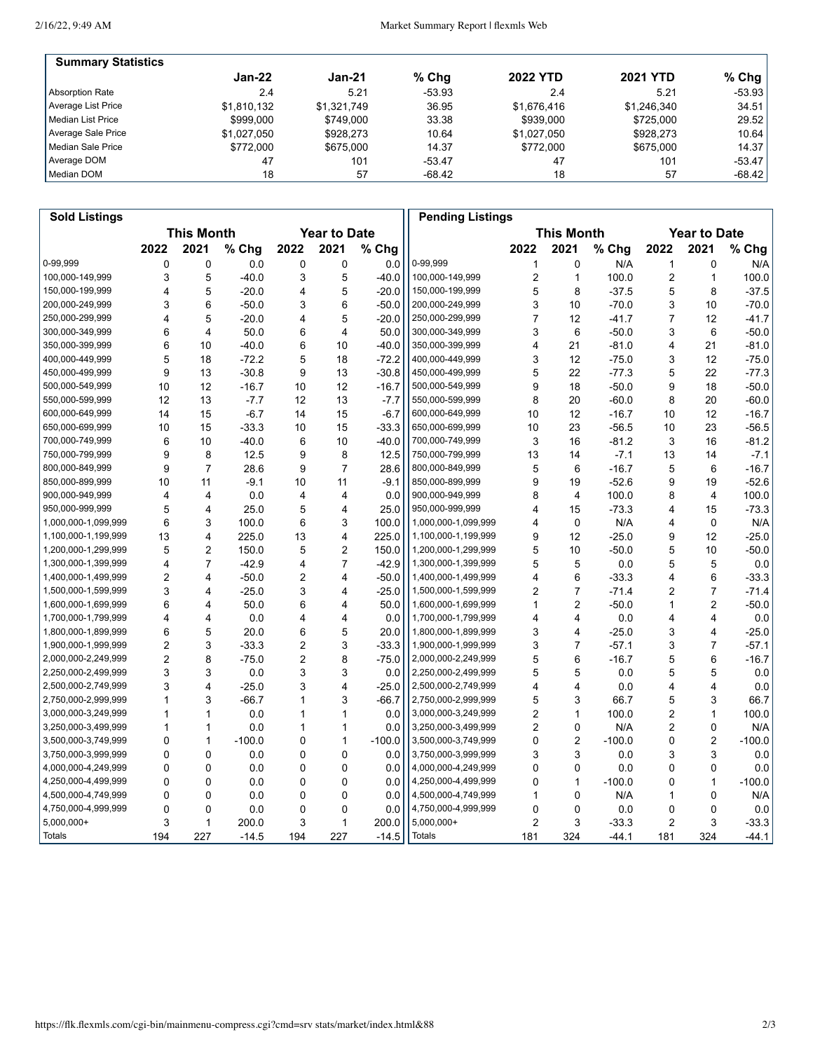## Summary Statistics

| | Jan-22 | Jan-21 | % Chg | 2022 YTD | 2021 YTD | % Chg |
|---|---|---|---|---|---|---|
| Absorption Rate | 2.4 | 5.21 | -53.93 | 2.4 | 5.21 | -53.93 |
| Average List Price | $1,810,132 | $1,321,749 | 36.95 | $1,676,416 | $1,246,340 | 34.51 |
| Median List Price | $999,000 | $749,000 | 33.38 | $939,000 | $725,000 | 29.52 |
| Average Sale Price | $1,027,050 | $928,273 | 10.64 | $1,027,050 | $928,273 | 10.64 |
| Median Sale Price | $772,000 | $675,000 | 14.37 | $772,000 | $675,000 | 14.37 |
| Average DOM | 47 | 101 | -53.47 | 47 | 101 | -53.47 |
| Median DOM | 18 | 57 | -68.42 | 18 | 57 | -68.42 |

## Sold Listings

| | This Month | | | Year to Date | | |
|---|---|---|---|---|---|---|
| | 2022 | 2021 | % Chg | 2022 | 2021 | % Chg |
| 0-99,999 | 0 | 0 | 0.0 | 0 | 0 | 0.0 |
| 100,000-149,999 | 3 | 5 | -40.0 | 3 | 5 | -40.0 |
| 150,000-199,999 | 4 | 5 | -20.0 | 4 | 5 | -20.0 |
| 200,000-249,999 | 3 | 6 | -50.0 | 3 | 6 | -50.0 |
| 250,000-299,999 | 4 | 5 | -20.0 | 4 | 5 | -20.0 |
| 300,000-349,999 | 6 | 4 | 50.0 | 6 | 4 | 50.0 |
| 350,000-399,999 | 6 | 10 | -40.0 | 6 | 10 | -40.0 |
| 400,000-449,999 | 5 | 18 | -72.2 | 5 | 18 | -72.2 |
| 450,000-499,999 | 9 | 13 | -30.8 | 9 | 13 | -30.8 |
| 500,000-549,999 | 10 | 12 | -16.7 | 10 | 12 | -16.7 |
| 550,000-599,999 | 12 | 13 | -7.7 | 12 | 13 | -7.7 |
| 600,000-649,999 | 14 | 15 | -6.7 | 14 | 15 | -6.7 |
| 650,000-699,999 | 10 | 15 | -33.3 | 10 | 15 | -33.3 |
| 700,000-749,999 | 6 | 10 | -40.0 | 6 | 10 | -40.0 |
| 750,000-799,999 | 9 | 8 | 12.5 | 9 | 8 | 12.5 |
| 800,000-849,999 | 9 | 7 | 28.6 | 9 | 7 | 28.6 |
| 850,000-899,999 | 10 | 11 | -9.1 | 10 | 11 | -9.1 |
| 900,000-949,999 | 4 | 4 | 0.0 | 4 | 4 | 0.0 |
| 950,000-999,999 | 5 | 4 | 25.0 | 5 | 4 | 25.0 |
| 1,000,000-1,099,999 | 6 | 3 | 100.0 | 6 | 3 | 100.0 |
| 1,100,000-1,199,999 | 13 | 4 | 225.0 | 13 | 4 | 225.0 |
| 1,200,000-1,299,999 | 5 | 2 | 150.0 | 5 | 2 | 150.0 |
| 1,300,000-1,399,999 | 4 | 7 | -42.9 | 4 | 7 | -42.9 |
| 1,400,000-1,499,999 | 2 | 4 | -50.0 | 2 | 4 | -50.0 |
| 1,500,000-1,599,999 | 3 | 4 | -25.0 | 3 | 4 | -25.0 |
| 1,600,000-1,699,999 | 6 | 4 | 50.0 | 6 | 4 | 50.0 |
| 1,700,000-1,799,999 | 4 | 4 | 0.0 | 4 | 4 | 0.0 |
| 1,800,000-1,899,999 | 6 | 5 | 20.0 | 6 | 5 | 20.0 |
| 1,900,000-1,999,999 | 2 | 3 | -33.3 | 2 | 3 | -33.3 |
| 2,000,000-2,249,999 | 2 | 8 | -75.0 | 2 | 8 | -75.0 |
| 2,250,000-2,499,999 | 3 | 3 | 0.0 | 3 | 3 | 0.0 |
| 2,500,000-2,749,999 | 3 | 4 | -25.0 | 3 | 4 | -25.0 |
| 2,750,000-2,999,999 | 1 | 3 | -66.7 | 1 | 3 | -66.7 |
| 3,000,000-3,249,999 | 1 | 1 | 0.0 | 1 | 1 | 0.0 |
| 3,250,000-3,499,999 | 1 | 1 | 0.0 | 1 | 1 | 0.0 |
| 3,500,000-3,749,999 | 0 | 1 | -100.0 | 0 | 1 | -100.0 |
| 3,750,000-3,999,999 | 0 | 0 | 0.0 | 0 | 0 | 0.0 |
| 4,000,000-4,249,999 | 0 | 0 | 0.0 | 0 | 0 | 0.0 |
| 4,250,000-4,499,999 | 0 | 0 | 0.0 | 0 | 0 | 0.0 |
| 4,500,000-4,749,999 | 0 | 0 | 0.0 | 0 | 0 | 0.0 |
| 4,750,000-4,999,999 | 0 | 0 | 0.0 | 0 | 0 | 0.0 |
| 5,000,000+ | 3 | 1 | 200.0 | 3 | 1 | 200.0 |
| Totals | 194 | 227 | -14.5 | 194 | 227 | -14.5 |

## Pending Listings

| | This Month | | | Year to Date | | |
|---|---|---|---|---|---|---|
| | 2022 | 2021 | % Chg | 2022 | 2021 | % Chg |
| 0-99,999 | 1 | 0 | N/A | 1 | 0 | N/A |
| 100,000-149,999 | 2 | 1 | 100.0 | 2 | 1 | 100.0 |
| 150,000-199,999 | 5 | 8 | -37.5 | 5 | 8 | -37.5 |
| 200,000-249,999 | 3 | 10 | -70.0 | 3 | 10 | -70.0 |
| 250,000-299,999 | 7 | 12 | -41.7 | 7 | 12 | -41.7 |
| 300,000-349,999 | 3 | 6 | -50.0 | 3 | 6 | -50.0 |
| 350,000-399,999 | 4 | 21 | -81.0 | 4 | 21 | -81.0 |
| 400,000-449,999 | 3 | 12 | -75.0 | 3 | 12 | -75.0 |
| 450,000-499,999 | 5 | 22 | -77.3 | 5 | 22 | -77.3 |
| 500,000-549,999 | 9 | 18 | -50.0 | 9 | 18 | -50.0 |
| 550,000-599,999 | 8 | 20 | -60.0 | 8 | 20 | -60.0 |
| 600,000-649,999 | 10 | 12 | -16.7 | 10 | 12 | -16.7 |
| 650,000-699,999 | 10 | 23 | -56.5 | 10 | 23 | -56.5 |
| 700,000-749,999 | 3 | 16 | -81.2 | 3 | 16 | -81.2 |
| 750,000-799,999 | 13 | 14 | -7.1 | 13 | 14 | -7.1 |
| 800,000-849,999 | 5 | 6 | -16.7 | 5 | 6 | -16.7 |
| 850,000-899,999 | 9 | 19 | -52.6 | 9 | 19 | -52.6 |
| 900,000-949,999 | 8 | 4 | 100.0 | 8 | 4 | 100.0 |
| 950,000-999,999 | 4 | 15 | -73.3 | 4 | 15 | -73.3 |
| 1,000,000-1,099,999 | 4 | 0 | N/A | 4 | 0 | N/A |
| 1,100,000-1,199,999 | 9 | 12 | -25.0 | 9 | 12 | -25.0 |
| 1,200,000-1,299,999 | 5 | 10 | -50.0 | 5 | 10 | -50.0 |
| 1,300,000-1,399,999 | 5 | 5 | 0.0 | 5 | 5 | 0.0 |
| 1,400,000-1,499,999 | 4 | 6 | -33.3 | 4 | 6 | -33.3 |
| 1,500,000-1,599,999 | 2 | 7 | -71.4 | 2 | 7 | -71.4 |
| 1,600,000-1,699,999 | 1 | 2 | -50.0 | 1 | 2 | -50.0 |
| 1,700,000-1,799,999 | 4 | 4 | 0.0 | 4 | 4 | 0.0 |
| 1,800,000-1,899,999 | 3 | 4 | -25.0 | 3 | 4 | -25.0 |
| 1,900,000-1,999,999 | 3 | 7 | -57.1 | 3 | 7 | -57.1 |
| 2,000,000-2,249,999 | 5 | 6 | -16.7 | 5 | 6 | -16.7 |
| 2,250,000-2,499,999 | 5 | 5 | 0.0 | 5 | 5 | 0.0 |
| 2,500,000-2,749,999 | 4 | 4 | 0.0 | 4 | 4 | 0.0 |
| 2,750,000-2,999,999 | 5 | 3 | 66.7 | 5 | 3 | 66.7 |
| 3,000,000-3,249,999 | 2 | 1 | 100.0 | 2 | 1 | 100.0 |
| 3,250,000-3,499,999 | 2 | 0 | N/A | 2 | 0 | N/A |
| 3,500,000-3,749,999 | 0 | 2 | -100.0 | 0 | 2 | -100.0 |
| 3,750,000-3,999,999 | 3 | 3 | 0.0 | 3 | 3 | 0.0 |
| 4,000,000-4,249,999 | 0 | 0 | 0.0 | 0 | 0 | 0.0 |
| 4,250,000-4,499,999 | 0 | 1 | -100.0 | 0 | 1 | -100.0 |
| 4,500,000-4,749,999 | 1 | 0 | N/A | 1 | 0 | N/A |
| 4,750,000-4,999,999 | 0 | 0 | 0.0 | 0 | 0 | 0.0 |
| 5,000,000+ | 2 | 3 | -33.3 | 2 | 3 | -33.3 |
| Totals | 181 | 324 | -44.1 | 181 | 324 | -44.1 |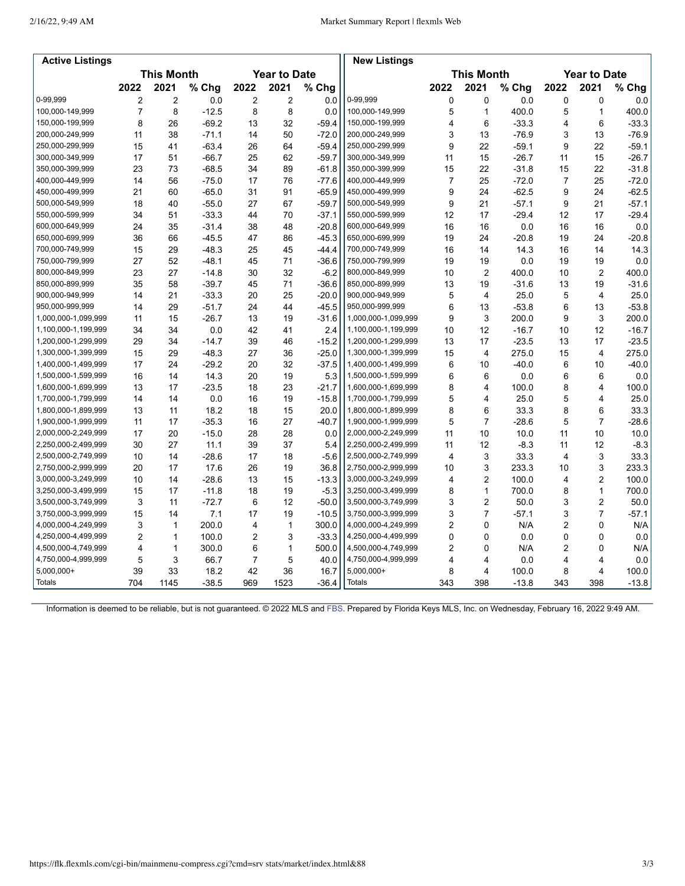## Active Listings

| | This Month | | | Year to Date | | |
|---|---|---|---|---|---|---|
| | 2022 | 2021 | % Chg | 2022 | 2021 | % Chg |
| 0-99,999 | 2 | 2 | 0.0 | 2 | 2 | 0.0 |
| 100,000-149,999 | 7 | 8 | -12.5 | 8 | 8 | 0.0 |
| 150,000-199,999 | 8 | 26 | -69.2 | 13 | 32 | -59.4 |
| 200,000-249,999 | 11 | 38 | -71.1 | 14 | 50 | -72.0 |
| 250,000-299,999 | 15 | 41 | -63.4 | 26 | 64 | -59.4 |
| 300,000-349,999 | 17 | 51 | -66.7 | 25 | 62 | -59.7 |
| 350,000-399,999 | 23 | 73 | -68.5 | 34 | 89 | -61.8 |
| 400,000-449,999 | 14 | 56 | -75.0 | 17 | 76 | -77.6 |
| 450,000-499,999 | 21 | 60 | -65.0 | 31 | 91 | -65.9 |
| 500,000-549,999 | 18 | 40 | -55.0 | 27 | 67 | -59.7 |
| 550,000-599,999 | 34 | 51 | -33.3 | 44 | 70 | -37.1 |
| 600,000-649,999 | 24 | 35 | -31.4 | 38 | 48 | -20.8 |
| 650,000-699,999 | 36 | 66 | -45.5 | 47 | 86 | -45.3 |
| 700,000-749,999 | 15 | 29 | -48.3 | 25 | 45 | -44.4 |
| 750,000-799,999 | 27 | 52 | -48.1 | 45 | 71 | -36.6 |
| 800,000-849,999 | 23 | 27 | -14.8 | 30 | 32 | -6.2 |
| 850,000-899,999 | 35 | 58 | -39.7 | 45 | 71 | -36.6 |
| 900,000-949,999 | 14 | 21 | -33.3 | 20 | 25 | -20.0 |
| 950,000-999,999 | 14 | 29 | -51.7 | 24 | 44 | -45.5 |
| 1,000,000-1,099,999 | 11 | 15 | -26.7 | 13 | 19 | -31.6 |
| 1,100,000-1,199,999 | 34 | 34 | 0.0 | 42 | 41 | 2.4 |
| 1,200,000-1,299,999 | 29 | 34 | -14.7 | 39 | 46 | -15.2 |
| 1,300,000-1,399,999 | 15 | 29 | -48.3 | 27 | 36 | -25.0 |
| 1,400,000-1,499,999 | 17 | 24 | -29.2 | 20 | 32 | -37.5 |
| 1,500,000-1,599,999 | 16 | 14 | 14.3 | 20 | 19 | 5.3 |
| 1,600,000-1,699,999 | 13 | 17 | -23.5 | 18 | 23 | -21.7 |
| 1,700,000-1,799,999 | 14 | 14 | 0.0 | 16 | 19 | -15.8 |
| 1,800,000-1,899,999 | 13 | 11 | 18.2 | 18 | 15 | 20.0 |
| 1,900,000-1,999,999 | 11 | 17 | -35.3 | 16 | 27 | -40.7 |
| 2,000,000-2,249,999 | 17 | 20 | -15.0 | 28 | 28 | 0.0 |
| 2,250,000-2,499,999 | 30 | 27 | 11.1 | 39 | 37 | 5.4 |
| 2,500,000-2,749,999 | 10 | 14 | -28.6 | 17 | 18 | -5.6 |
| 2,750,000-2,999,999 | 20 | 17 | 17.6 | 26 | 19 | 36.8 |
| 3,000,000-3,249,999 | 10 | 14 | -28.6 | 13 | 15 | -13.3 |
| 3,250,000-3,499,999 | 15 | 17 | -11.8 | 18 | 19 | -5.3 |
| 3,500,000-3,749,999 | 3 | 11 | -72.7 | 6 | 12 | -50.0 |
| 3,750,000-3,999,999 | 15 | 14 | 7.1 | 17 | 19 | -10.5 |
| 4,000,000-4,249,999 | 3 | 1 | 200.0 | 4 | 1 | 300.0 |
| 4,250,000-4,499,999 | 2 | 1 | 100.0 | 2 | 3 | -33.3 |
| 4,500,000-4,749,999 | 4 | 1 | 300.0 | 6 | 1 | 500.0 |
| 4,750,000-4,999,999 | 5 | 3 | 66.7 | 7 | 5 | 40.0 |
| 5,000,000+ | 39 | 33 | 18.2 | 42 | 36 | 16.7 |
| Totals | 704 | 1145 | -38.5 | 969 | 1523 | -36.4 |

## New Listings

| | This Month | | | Year to Date | | |
|---|---|---|---|---|---|---|
| | 2022 | 2021 | % Chg | 2022 | 2021 | % Chg |
| 0-99,999 | 0 | 0 | 0.0 | 0 | 0 | 0.0 |
| 100,000-149,999 | 5 | 1 | 400.0 | 5 | 1 | 400.0 |
| 150,000-199,999 | 4 | 6 | -33.3 | 4 | 6 | -33.3 |
| 200,000-249,999 | 3 | 13 | -76.9 | 3 | 13 | -76.9 |
| 250,000-299,999 | 9 | 22 | -59.1 | 9 | 22 | -59.1 |
| 300,000-349,999 | 11 | 15 | -26.7 | 11 | 15 | -26.7 |
| 350,000-399,999 | 15 | 22 | -31.8 | 15 | 22 | -31.8 |
| 400,000-449,999 | 7 | 25 | -72.0 | 7 | 25 | -72.0 |
| 450,000-499,999 | 9 | 24 | -62.5 | 9 | 24 | -62.5 |
| 500,000-549,999 | 9 | 21 | -57.1 | 9 | 21 | -57.1 |
| 550,000-599,999 | 12 | 17 | -29.4 | 12 | 17 | -29.4 |
| 600,000-649,999 | 16 | 16 | 0.0 | 16 | 16 | 0.0 |
| 650,000-699,999 | 19 | 24 | -20.8 | 19 | 24 | -20.8 |
| 700,000-749,999 | 16 | 14 | 14.3 | 16 | 14 | 14.3 |
| 750,000-799,999 | 19 | 19 | 0.0 | 19 | 19 | 0.0 |
| 800,000-849,999 | 10 | 2 | 400.0 | 10 | 2 | 400.0 |
| 850,000-899,999 | 13 | 19 | -31.6 | 13 | 19 | -31.6 |
| 900,000-949,999 | 5 | 4 | 25.0 | 5 | 4 | 25.0 |
| 950,000-999,999 | 6 | 13 | -53.8 | 6 | 13 | -53.8 |
| 1,000,000-1,099,999 | 9 | 3 | 200.0 | 9 | 3 | 200.0 |
| 1,100,000-1,199,999 | 10 | 12 | -16.7 | 10 | 12 | -16.7 |
| 1,200,000-1,299,999 | 13 | 17 | -23.5 | 13 | 17 | -23.5 |
| 1,300,000-1,399,999 | 15 | 4 | 275.0 | 15 | 4 | 275.0 |
| 1,400,000-1,499,999 | 6 | 10 | -40.0 | 6 | 10 | -40.0 |
| 1,500,000-1,599,999 | 6 | 6 | 0.0 | 6 | 6 | 0.0 |
| 1,600,000-1,699,999 | 8 | 4 | 100.0 | 8 | 4 | 100.0 |
| 1,700,000-1,799,999 | 5 | 4 | 25.0 | 5 | 4 | 25.0 |
| 1,800,000-1,899,999 | 8 | 6 | 33.3 | 8 | 6 | 33.3 |
| 1,900,000-1,999,999 | 5 | 7 | -28.6 | 5 | 7 | -28.6 |
| 2,000,000-2,249,999 | 11 | 10 | 10.0 | 11 | 10 | 10.0 |
| 2,250,000-2,499,999 | 11 | 12 | -8.3 | 11 | 12 | -8.3 |
| 2,500,000-2,749,999 | 4 | 3 | 33.3 | 4 | 3 | 33.3 |
| 2,750,000-2,999,999 | 10 | 3 | 233.3 | 10 | 3 | 233.3 |
| 3,000,000-3,249,999 | 4 | 2 | 100.0 | 4 | 2 | 100.0 |
| 3,250,000-3,499,999 | 8 | 1 | 700.0 | 8 | 1 | 700.0 |
| 3,500,000-3,749,999 | 3 | 2 | 50.0 | 3 | 2 | 50.0 |
| 3,750,000-3,999,999 | 3 | 7 | -57.1 | 3 | 7 | -57.1 |
| 4,000,000-4,249,999 | 2 | 0 | N/A | 2 | 0 | N/A |
| 4,250,000-4,499,999 | 0 | 0 | 0.0 | 0 | 0 | 0.0 |
| 4,500,000-4,749,999 | 2 | 0 | N/A | 2 | 0 | N/A |
| 4,750,000-4,999,999 | 4 | 4 | 0.0 | 4 | 4 | 0.0 |
| 5,000,000+ | 8 | 4 | 100.0 | 8 | 4 | 100.0 |
| Totals | 343 | 398 | -13.8 | 343 | 398 | -13.8 |

Information is deemed to be reliable, but is not guaranteed. © 2022 MLS and FBS. Prepared by Florida Keys MLS, Inc. on Wednesday, February 16, 2022 9:49 AM.